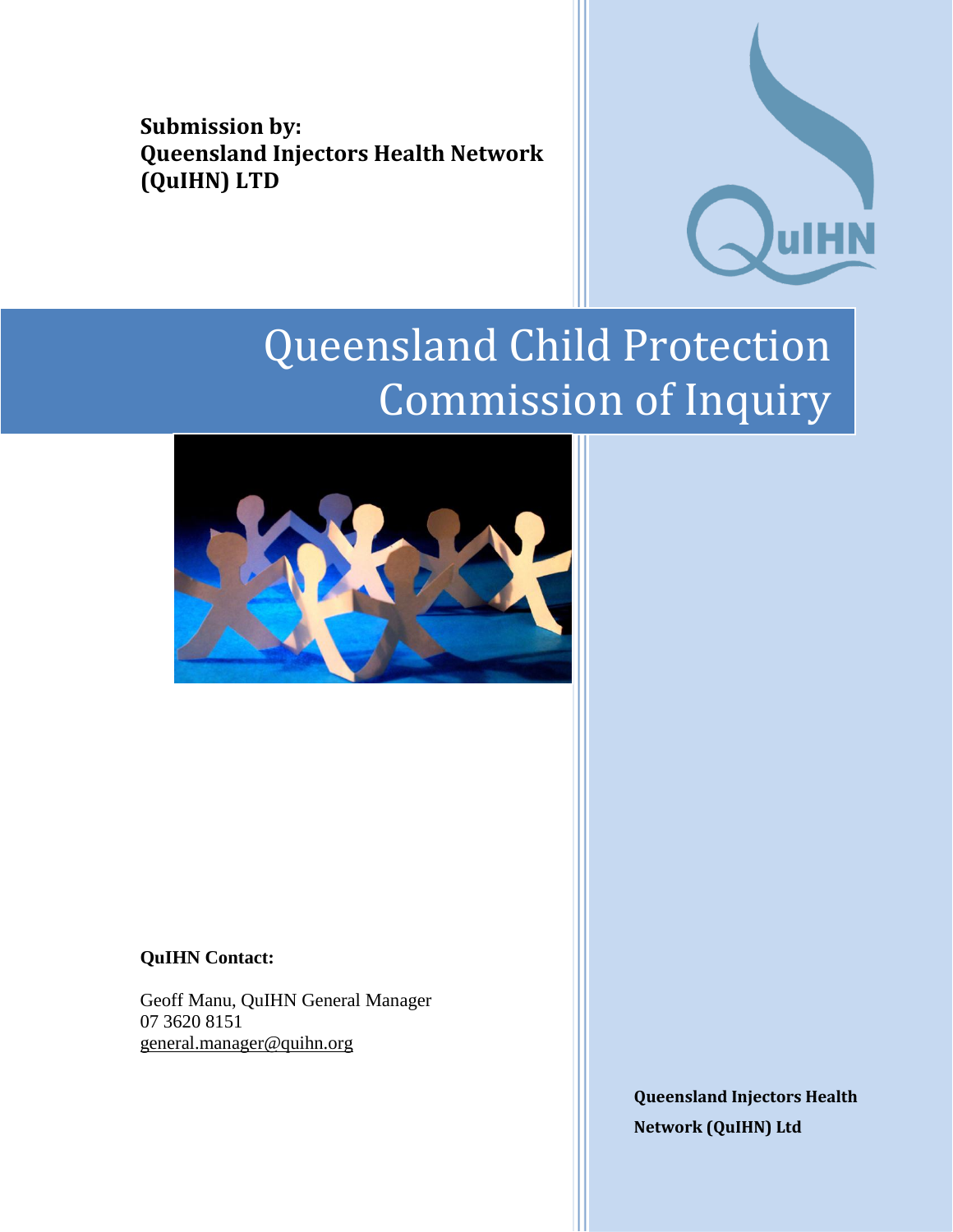**Submission by:**
**Queensland Injectors Health Network (QuIHN) LTD**

# Queensland Child Protection Commission of Inquiry

**QuIHN Contact:**

Geoff Manu, QuIHN General Manager
07 3620 8151
general.manager@quihn.org

**Queensland Injectors Health Network (QuIHN) Ltd**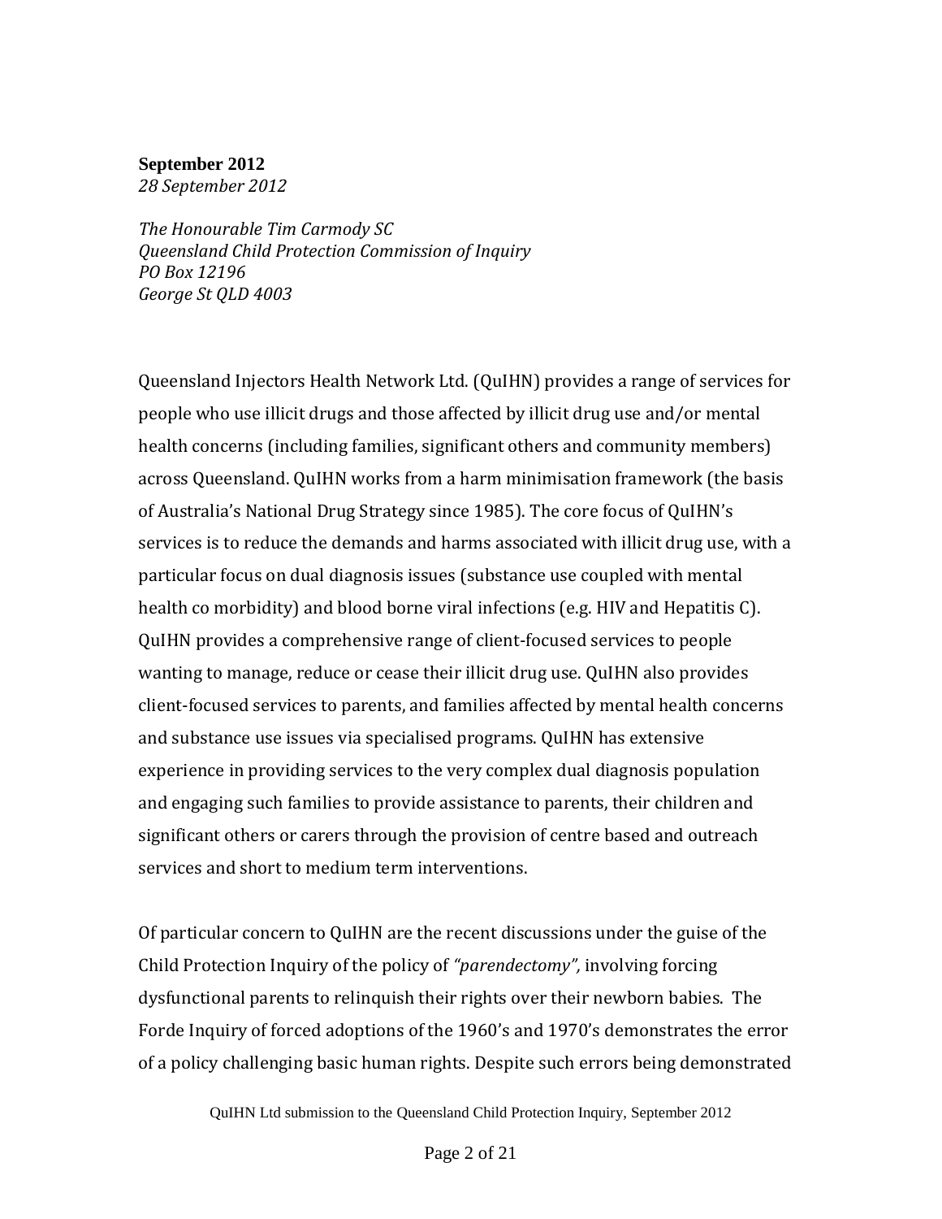**September 2012**

*28 September 2012*

*The Honourable Tim Carmody SC*
*Queensland Child Protection Commission of Inquiry*
*PO Box 12196*
*George St QLD 4003*

Queensland Injectors Health Network Ltd. (QuIHN) provides a range of services for people who use illicit drugs and those affected by illicit drug use and/or mental health concerns (including families, significant others and community members) across Queensland. QuIHN works from a harm minimisation framework (the basis of Australia's National Drug Strategy since 1985). The core focus of QuIHN's services is to reduce the demands and harms associated with illicit drug use, with a particular focus on dual diagnosis issues (substance use coupled with mental health co morbidity) and blood borne viral infections (e.g. HIV and Hepatitis C). QuIHN provides a comprehensive range of client-focused services to people wanting to manage, reduce or cease their illicit drug use. QuIHN also provides client-focused services to parents, and families affected by mental health concerns and substance use issues via specialised programs. QuIHN has extensive experience in providing services to the very complex dual diagnosis population and engaging such families to provide assistance to parents, their children and significant others or carers through the provision of centre based and outreach services and short to medium term interventions.

Of particular concern to QuIHN are the recent discussions under the guise of the Child Protection Inquiry of the policy of *"parendectomy",* involving forcing dysfunctional parents to relinquish their rights over their newborn babies. The Forde Inquiry of forced adoptions of the 1960's and 1970's demonstrates the error of a policy challenging basic human rights. Despite such errors being demonstrated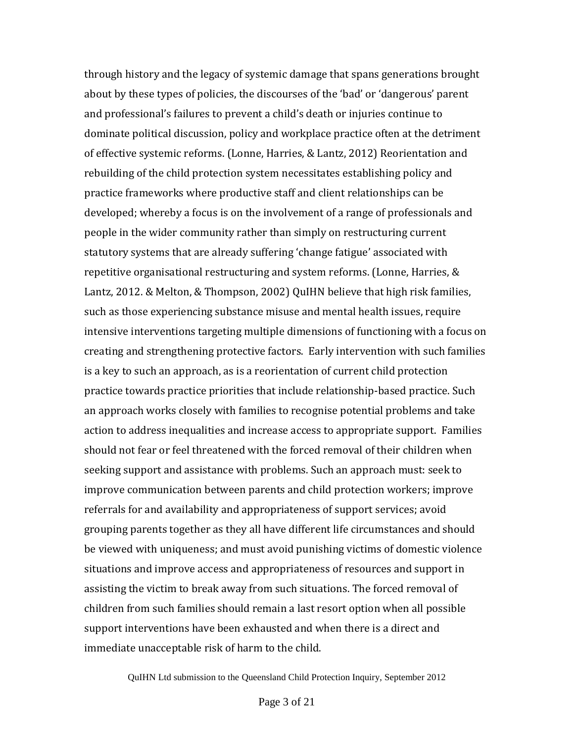through history and the legacy of systemic damage that spans generations brought about by these types of policies, the discourses of the 'bad' or 'dangerous' parent and professional's failures to prevent a child's death or injuries continue to dominate political discussion, policy and workplace practice often at the detriment of effective systemic reforms. (Lonne, Harries, & Lantz, 2012) Reorientation and rebuilding of the child protection system necessitates establishing policy and practice frameworks where productive staff and client relationships can be developed; whereby a focus is on the involvement of a range of professionals and people in the wider community rather than simply on restructuring current statutory systems that are already suffering 'change fatigue' associated with repetitive organisational restructuring and system reforms. (Lonne, Harries, & Lantz, 2012. & Melton, & Thompson, 2002) QuIHN believe that high risk families, such as those experiencing substance misuse and mental health issues, require intensive interventions targeting multiple dimensions of functioning with a focus on creating and strengthening protective factors. Early intervention with such families is a key to such an approach, as is a reorientation of current child protection practice towards practice priorities that include relationship-based practice. Such an approach works closely with families to recognise potential problems and take action to address inequalities and increase access to appropriate support. Families should not fear or feel threatened with the forced removal of their children when seeking support and assistance with problems. Such an approach must: seek to improve communication between parents and child protection workers; improve referrals for and availability and appropriateness of support services; avoid grouping parents together as they all have different life circumstances and should be viewed with uniqueness; and must avoid punishing victims of domestic violence situations and improve access and appropriateness of resources and support in assisting the victim to break away from such situations. The forced removal of children from such families should remain a last resort option when all possible support interventions have been exhausted and when there is a direct and immediate unacceptable risk of harm to the child.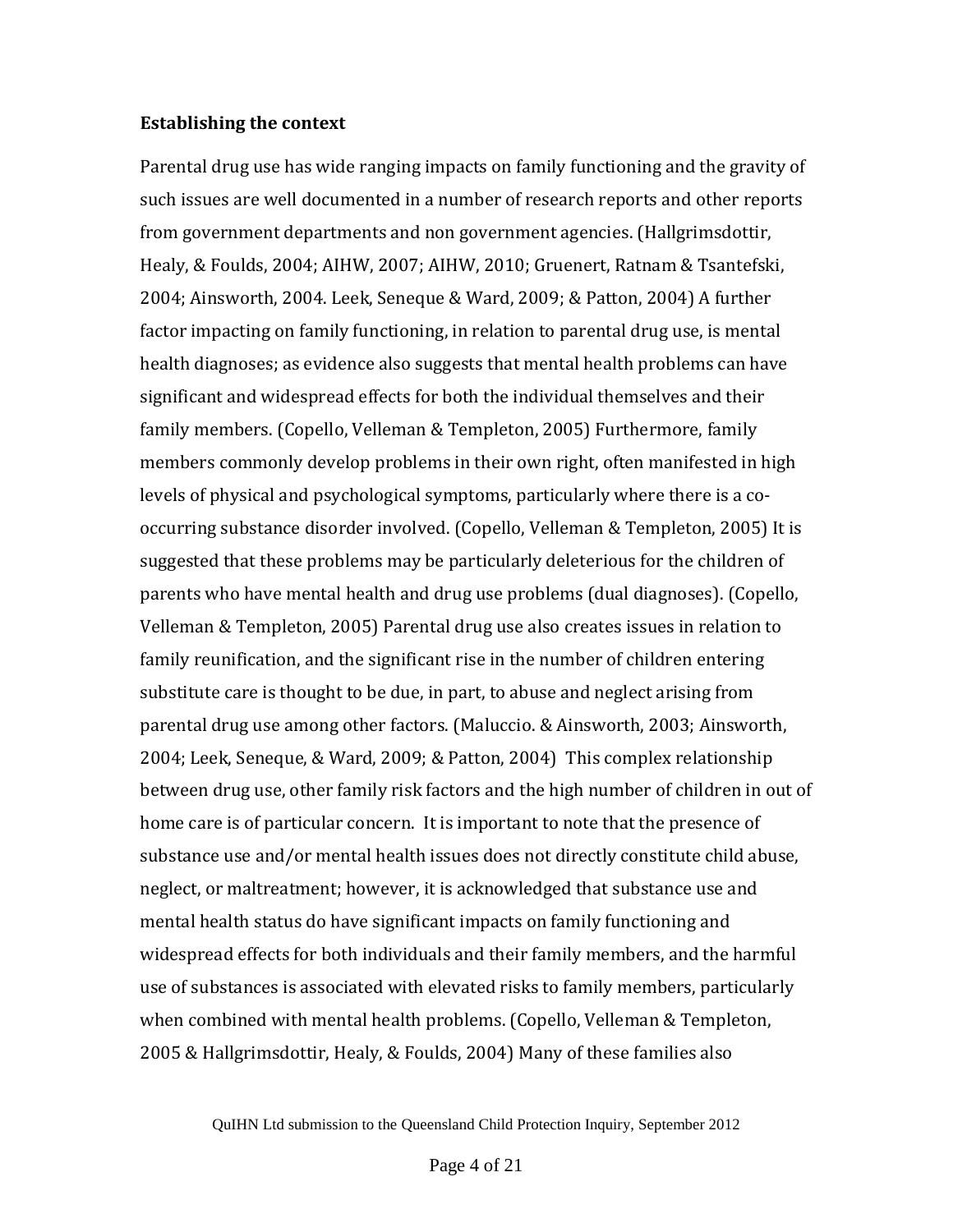### Establishing the context

Parental drug use has wide ranging impacts on family functioning and the gravity of such issues are well documented in a number of research reports and other reports from government departments and non government agencies. (Hallgrimsdottir, Healy, & Foulds, 2004; AIHW, 2007; AIHW, 2010; Gruenert, Ratnam & Tsantefski, 2004; Ainsworth, 2004. Leek, Seneque & Ward, 2009; & Patton, 2004) A further factor impacting on family functioning, in relation to parental drug use, is mental health diagnoses; as evidence also suggests that mental health problems can have significant and widespread effects for both the individual themselves and their family members. (Copello, Velleman & Templeton, 2005) Furthermore, family members commonly develop problems in their own right, often manifested in high levels of physical and psychological symptoms, particularly where there is a co-occurring substance disorder involved. (Copello, Velleman & Templeton, 2005) It is suggested that these problems may be particularly deleterious for the children of parents who have mental health and drug use problems (dual diagnoses). (Copello, Velleman & Templeton, 2005) Parental drug use also creates issues in relation to family reunification, and the significant rise in the number of children entering substitute care is thought to be due, in part, to abuse and neglect arising from parental drug use among other factors. (Maluccio. & Ainsworth, 2003; Ainsworth, 2004; Leek, Seneque, & Ward, 2009; & Patton, 2004) This complex relationship between drug use, other family risk factors and the high number of children in out of home care is of particular concern. It is important to note that the presence of substance use and/or mental health issues does not directly constitute child abuse, neglect, or maltreatment; however, it is acknowledged that substance use and mental health status do have significant impacts on family functioning and widespread effects for both individuals and their family members, and the harmful use of substances is associated with elevated risks to family members, particularly when combined with mental health problems. (Copello, Velleman & Templeton, 2005 & Hallgrimsdottir, Healy, & Foulds, 2004) Many of these families also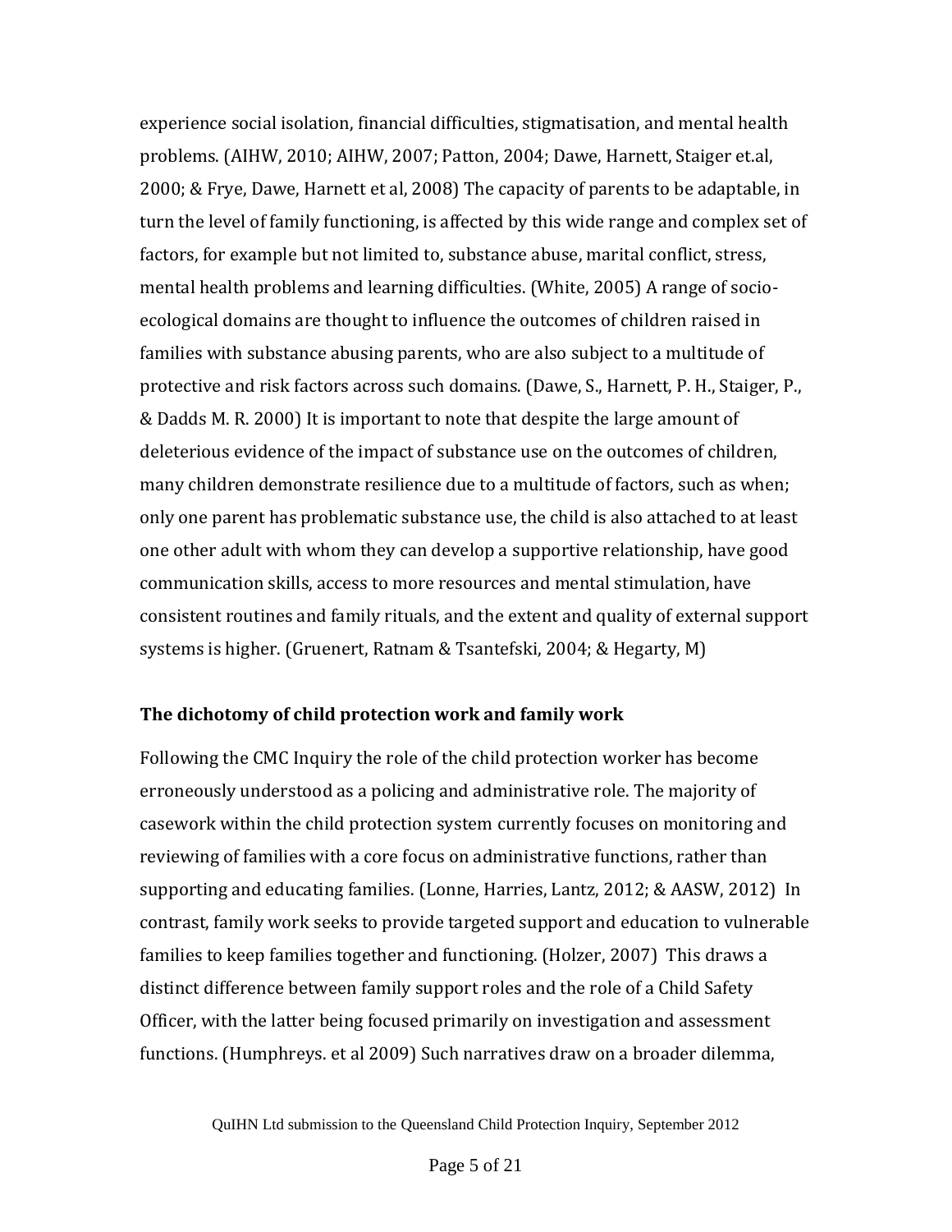experience social isolation, financial difficulties, stigmatisation, and mental health problems. (AIHW, 2010; AIHW, 2007; Patton, 2004; Dawe, Harnett, Staiger et.al, 2000; & Frye, Dawe, Harnett et al, 2008) The capacity of parents to be adaptable, in turn the level of family functioning, is affected by this wide range and complex set of factors, for example but not limited to, substance abuse, marital conflict, stress, mental health problems and learning difficulties. (White, 2005) A range of socio-ecological domains are thought to influence the outcomes of children raised in families with substance abusing parents, who are also subject to a multitude of protective and risk factors across such domains. (Dawe, S., Harnett, P. H., Staiger, P., & Dadds M. R. 2000) It is important to note that despite the large amount of deleterious evidence of the impact of substance use on the outcomes of children, many children demonstrate resilience due to a multitude of factors, such as when; only one parent has problematic substance use, the child is also attached to at least one other adult with whom they can develop a supportive relationship, have good communication skills, access to more resources and mental stimulation, have consistent routines and family rituals, and the extent and quality of external support systems is higher. (Gruenert, Ratnam & Tsantefski, 2004; & Hegarty, M)

**The dichotomy of child protection work and family work**

Following the CMC Inquiry the role of the child protection worker has become erroneously understood as a policing and administrative role. The majority of casework within the child protection system currently focuses on monitoring and reviewing of families with a core focus on administrative functions, rather than supporting and educating families. (Lonne, Harries, Lantz, 2012; & AASW, 2012) In contrast, family work seeks to provide targeted support and education to vulnerable families to keep families together and functioning. (Holzer, 2007) This draws a distinct difference between family support roles and the role of a Child Safety Officer, with the latter being focused primarily on investigation and assessment functions. (Humphreys. et al 2009) Such narratives draw on a broader dilemma,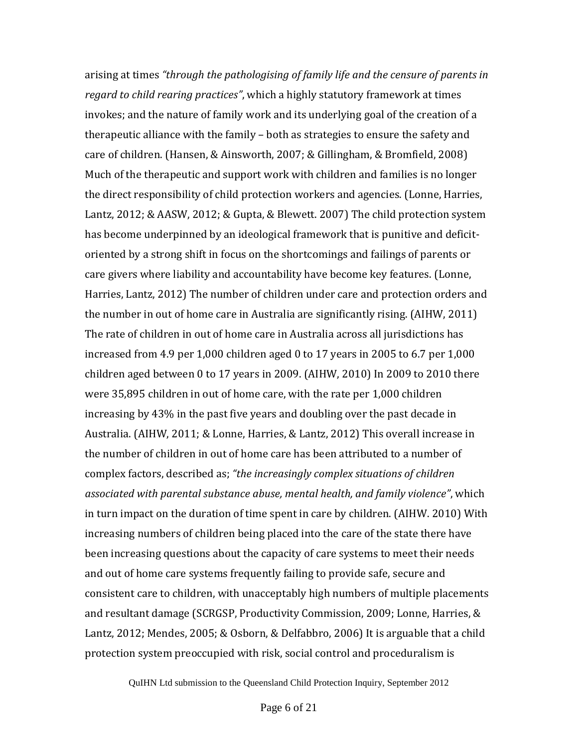arising at times *"through the pathologising of family life and the censure of parents in regard to child rearing practices"*, which a highly statutory framework at times invokes; and the nature of family work and its underlying goal of the creation of a therapeutic alliance with the family – both as strategies to ensure the safety and care of children. (Hansen, & Ainsworth, 2007; & Gillingham, & Bromfield, 2008) Much of the therapeutic and support work with children and families is no longer the direct responsibility of child protection workers and agencies. (Lonne, Harries, Lantz, 2012; & AASW, 2012; & Gupta, & Blewett. 2007) The child protection system has become underpinned by an ideological framework that is punitive and deficit-oriented by a strong shift in focus on the shortcomings and failings of parents or care givers where liability and accountability have become key features. (Lonne, Harries, Lantz, 2012) The number of children under care and protection orders and the number in out of home care in Australia are significantly rising. (AIHW, 2011) The rate of children in out of home care in Australia across all jurisdictions has increased from 4.9 per 1,000 children aged 0 to 17 years in 2005 to 6.7 per 1,000 children aged between 0 to 17 years in 2009. (AIHW, 2010) In 2009 to 2010 there were 35,895 children in out of home care, with the rate per 1,000 children increasing by 43% in the past five years and doubling over the past decade in Australia. (AIHW, 2011; & Lonne, Harries, & Lantz, 2012) This overall increase in the number of children in out of home care has been attributed to a number of complex factors, described as; *"the increasingly complex situations of children associated with parental substance abuse, mental health, and family violence"*, which in turn impact on the duration of time spent in care by children. (AIHW. 2010) With increasing numbers of children being placed into the care of the state there have been increasing questions about the capacity of care systems to meet their needs and out of home care systems frequently failing to provide safe, secure and consistent care to children, with unacceptably high numbers of multiple placements and resultant damage (SCRGSP, Productivity Commission, 2009; Lonne, Harries, & Lantz, 2012; Mendes, 2005; & Osborn, & Delfabbro, 2006) It is arguable that a child protection system preoccupied with risk, social control and proceduralism is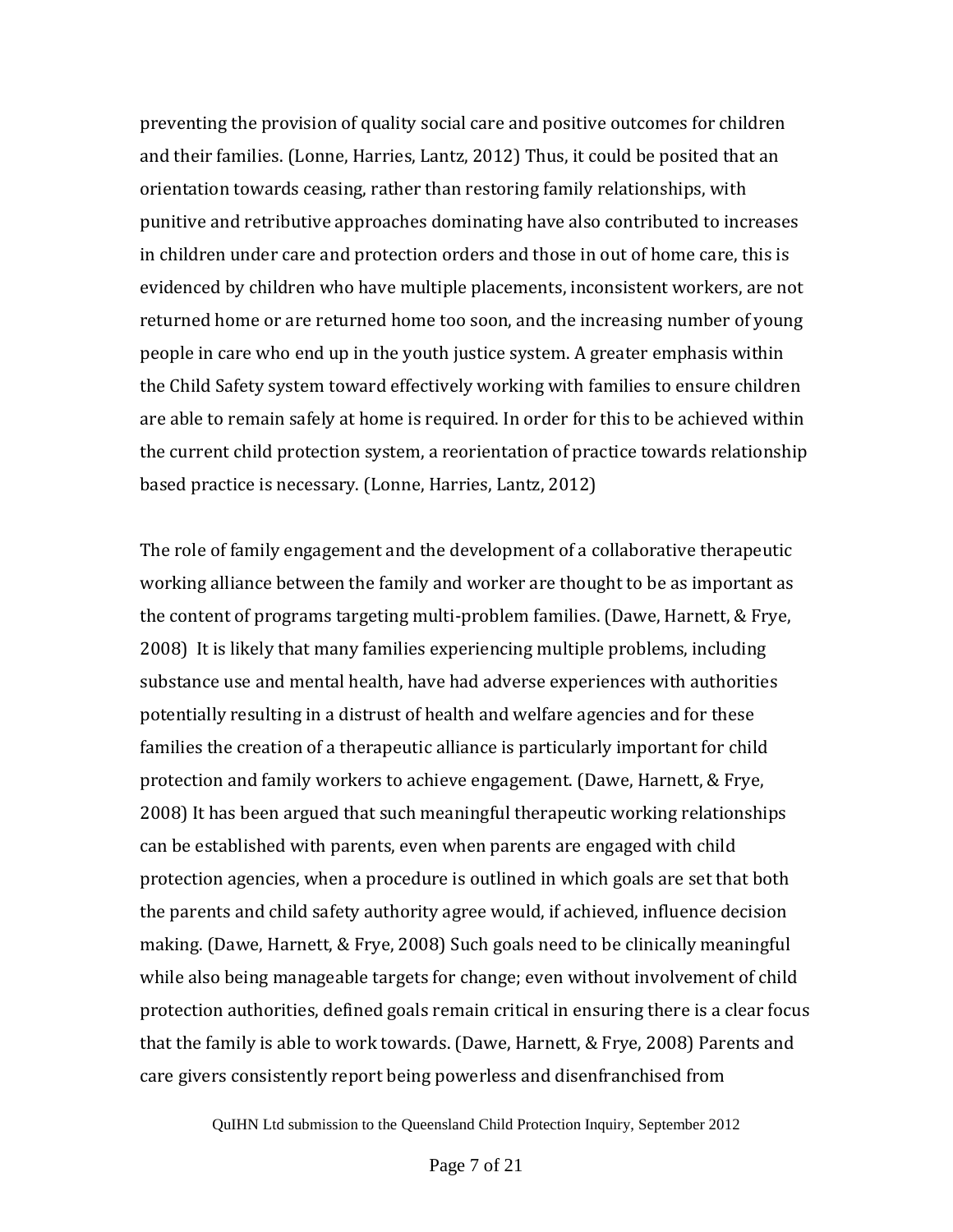preventing the provision of quality social care and positive outcomes for children and their families. (Lonne, Harries, Lantz, 2012) Thus, it could be posited that an orientation towards ceasing, rather than restoring family relationships, with punitive and retributive approaches dominating have also contributed to increases in children under care and protection orders and those in out of home care, this is evidenced by children who have multiple placements, inconsistent workers, are not returned home or are returned home too soon, and the increasing number of young people in care who end up in the youth justice system. A greater emphasis within the Child Safety system toward effectively working with families to ensure children are able to remain safely at home is required. In order for this to be achieved within the current child protection system, a reorientation of practice towards relationship based practice is necessary. (Lonne, Harries, Lantz, 2012)

The role of family engagement and the development of a collaborative therapeutic working alliance between the family and worker are thought to be as important as the content of programs targeting multi-problem families. (Dawe, Harnett, & Frye, 2008) It is likely that many families experiencing multiple problems, including substance use and mental health, have had adverse experiences with authorities potentially resulting in a distrust of health and welfare agencies and for these families the creation of a therapeutic alliance is particularly important for child protection and family workers to achieve engagement. (Dawe, Harnett, & Frye, 2008) It has been argued that such meaningful therapeutic working relationships can be established with parents, even when parents are engaged with child protection agencies, when a procedure is outlined in which goals are set that both the parents and child safety authority agree would, if achieved, influence decision making. (Dawe, Harnett, & Frye, 2008) Such goals need to be clinically meaningful while also being manageable targets for change; even without involvement of child protection authorities, defined goals remain critical in ensuring there is a clear focus that the family is able to work towards. (Dawe, Harnett, & Frye, 2008) Parents and care givers consistently report being powerless and disenfranchised from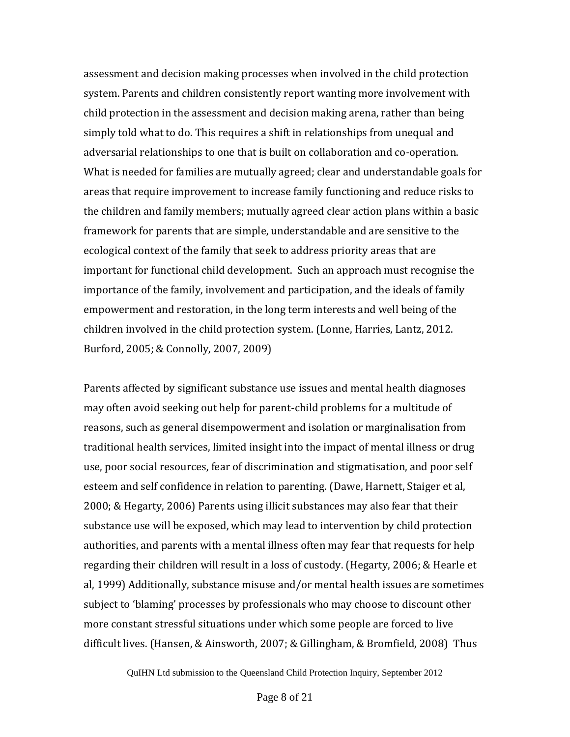assessment and decision making processes when involved in the child protection system. Parents and children consistently report wanting more involvement with child protection in the assessment and decision making arena, rather than being simply told what to do. This requires a shift in relationships from unequal and adversarial relationships to one that is built on collaboration and co-operation. What is needed for families are mutually agreed; clear and understandable goals for areas that require improvement to increase family functioning and reduce risks to the children and family members; mutually agreed clear action plans within a basic framework for parents that are simple, understandable and are sensitive to the ecological context of the family that seek to address priority areas that are important for functional child development. Such an approach must recognise the importance of the family, involvement and participation, and the ideals of family empowerment and restoration, in the long term interests and well being of the children involved in the child protection system. (Lonne, Harries, Lantz, 2012. Burford, 2005; & Connolly, 2007, 2009)

Parents affected by significant substance use issues and mental health diagnoses may often avoid seeking out help for parent-child problems for a multitude of reasons, such as general disempowerment and isolation or marginalisation from traditional health services, limited insight into the impact of mental illness or drug use, poor social resources, fear of discrimination and stigmatisation, and poor self esteem and self confidence in relation to parenting. (Dawe, Harnett, Staiger et al, 2000; & Hegarty, 2006) Parents using illicit substances may also fear that their substance use will be exposed, which may lead to intervention by child protection authorities, and parents with a mental illness often may fear that requests for help regarding their children will result in a loss of custody. (Hegarty, 2006; & Hearle et al, 1999) Additionally, substance misuse and/or mental health issues are sometimes subject to 'blaming' processes by professionals who may choose to discount other more constant stressful situations under which some people are forced to live difficult lives. (Hansen, & Ainsworth, 2007; & Gillingham, & Bromfield, 2008) Thus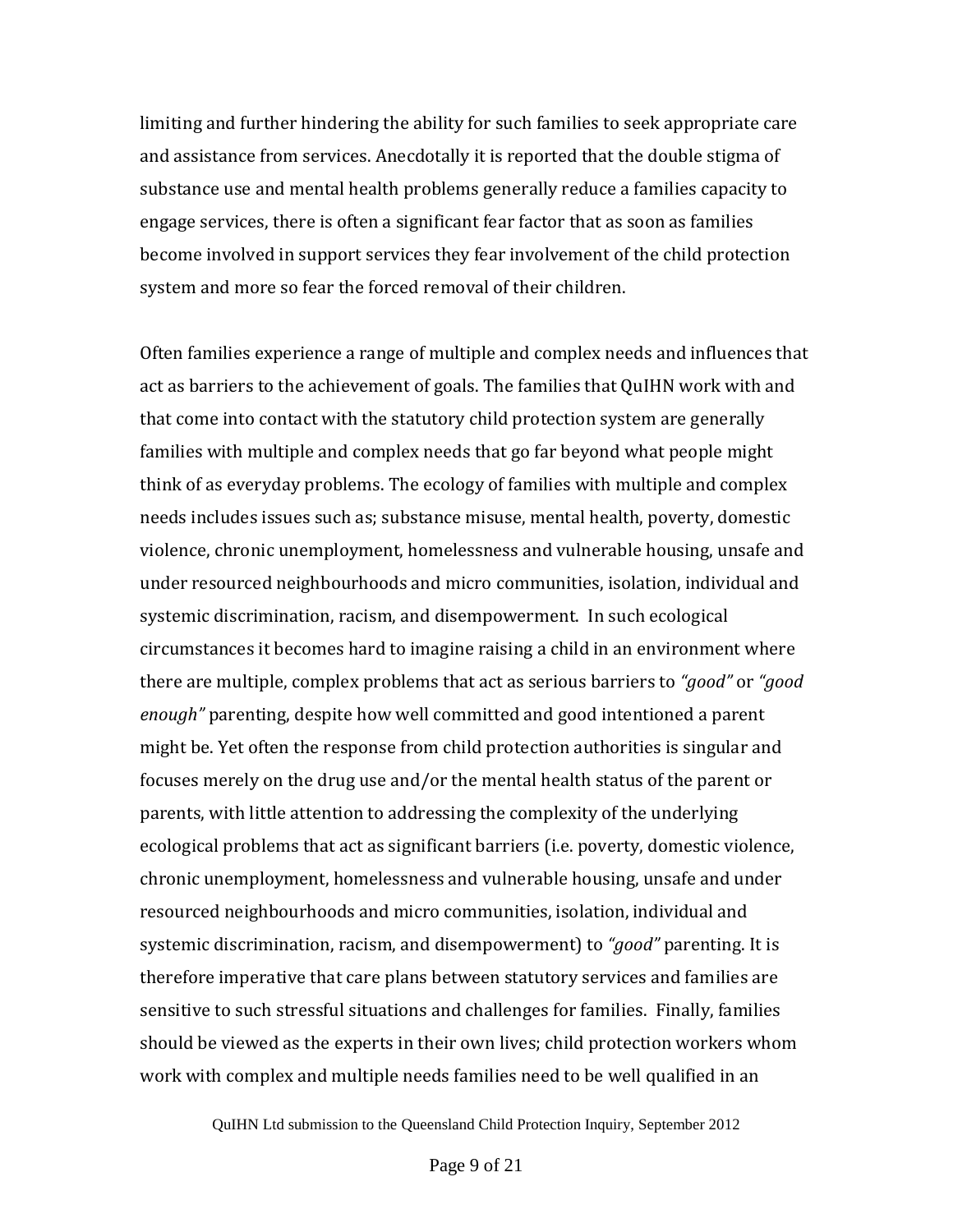limiting and further hindering the ability for such families to seek appropriate care and assistance from services. Anecdotally it is reported that the double stigma of substance use and mental health problems generally reduce a families capacity to engage services, there is often a significant fear factor that as soon as families become involved in support services they fear involvement of the child protection system and more so fear the forced removal of their children.

Often families experience a range of multiple and complex needs and influences that act as barriers to the achievement of goals. The families that QuIHN work with and that come into contact with the statutory child protection system are generally families with multiple and complex needs that go far beyond what people might think of as everyday problems. The ecology of families with multiple and complex needs includes issues such as; substance misuse, mental health, poverty, domestic violence, chronic unemployment, homelessness and vulnerable housing, unsafe and under resourced neighbourhoods and micro communities, isolation, individual and systemic discrimination, racism, and disempowerment. In such ecological circumstances it becomes hard to imagine raising a child in an environment where there are multiple, complex problems that act as serious barriers to *"good"* or *"good enough"* parenting, despite how well committed and good intentioned a parent might be. Yet often the response from child protection authorities is singular and focuses merely on the drug use and/or the mental health status of the parent or parents, with little attention to addressing the complexity of the underlying ecological problems that act as significant barriers (i.e. poverty, domestic violence, chronic unemployment, homelessness and vulnerable housing, unsafe and under resourced neighbourhoods and micro communities, isolation, individual and systemic discrimination, racism, and disempowerment) to *"good"* parenting. It is therefore imperative that care plans between statutory services and families are sensitive to such stressful situations and challenges for families. Finally, families should be viewed as the experts in their own lives; child protection workers whom work with complex and multiple needs families need to be well qualified in an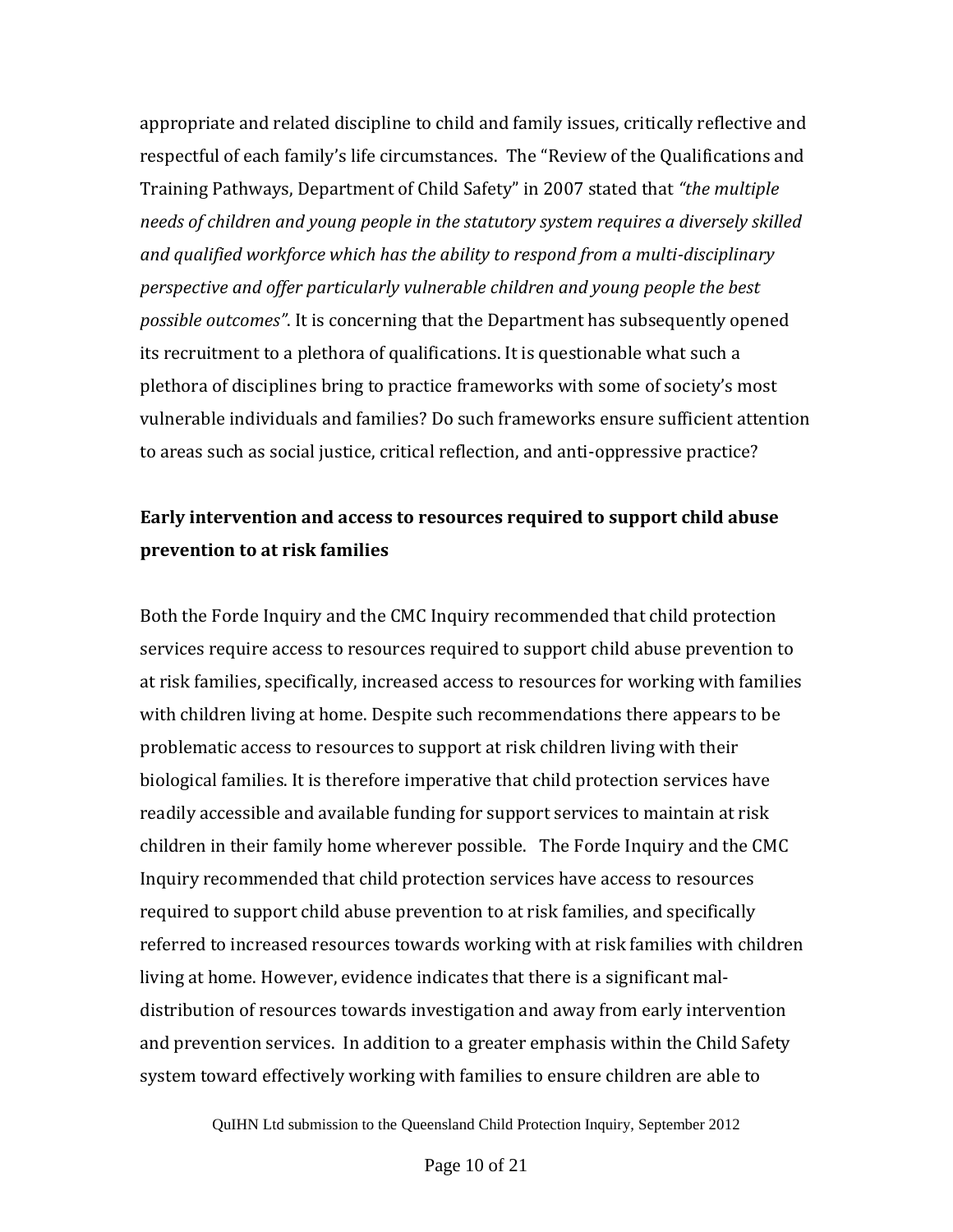appropriate and related discipline to child and family issues, critically reflective and respectful of each family's life circumstances. The "Review of the Qualifications and Training Pathways, Department of Child Safety" in 2007 stated that *"the multiple needs of children and young people in the statutory system requires a diversely skilled and qualified workforce which has the ability to respond from a multi-disciplinary perspective and offer particularly vulnerable children and young people the best possible outcomes"*. It is concerning that the Department has subsequently opened its recruitment to a plethora of qualifications. It is questionable what such a plethora of disciplines bring to practice frameworks with some of society's most vulnerable individuals and families? Do such frameworks ensure sufficient attention to areas such as social justice, critical reflection, and anti-oppressive practice?

**Early intervention and access to resources required to support child abuse prevention to at risk families**

Both the Forde Inquiry and the CMC Inquiry recommended that child protection services require access to resources required to support child abuse prevention to at risk families, specifically, increased access to resources for working with families with children living at home. Despite such recommendations there appears to be problematic access to resources to support at risk children living with their biological families. It is therefore imperative that child protection services have readily accessible and available funding for support services to maintain at risk children in their family home wherever possible. The Forde Inquiry and the CMC Inquiry recommended that child protection services have access to resources required to support child abuse prevention to at risk families, and specifically referred to increased resources towards working with at risk families with children living at home. However, evidence indicates that there is a significant mal-distribution of resources towards investigation and away from early intervention and prevention services. In addition to a greater emphasis within the Child Safety system toward effectively working with families to ensure children are able to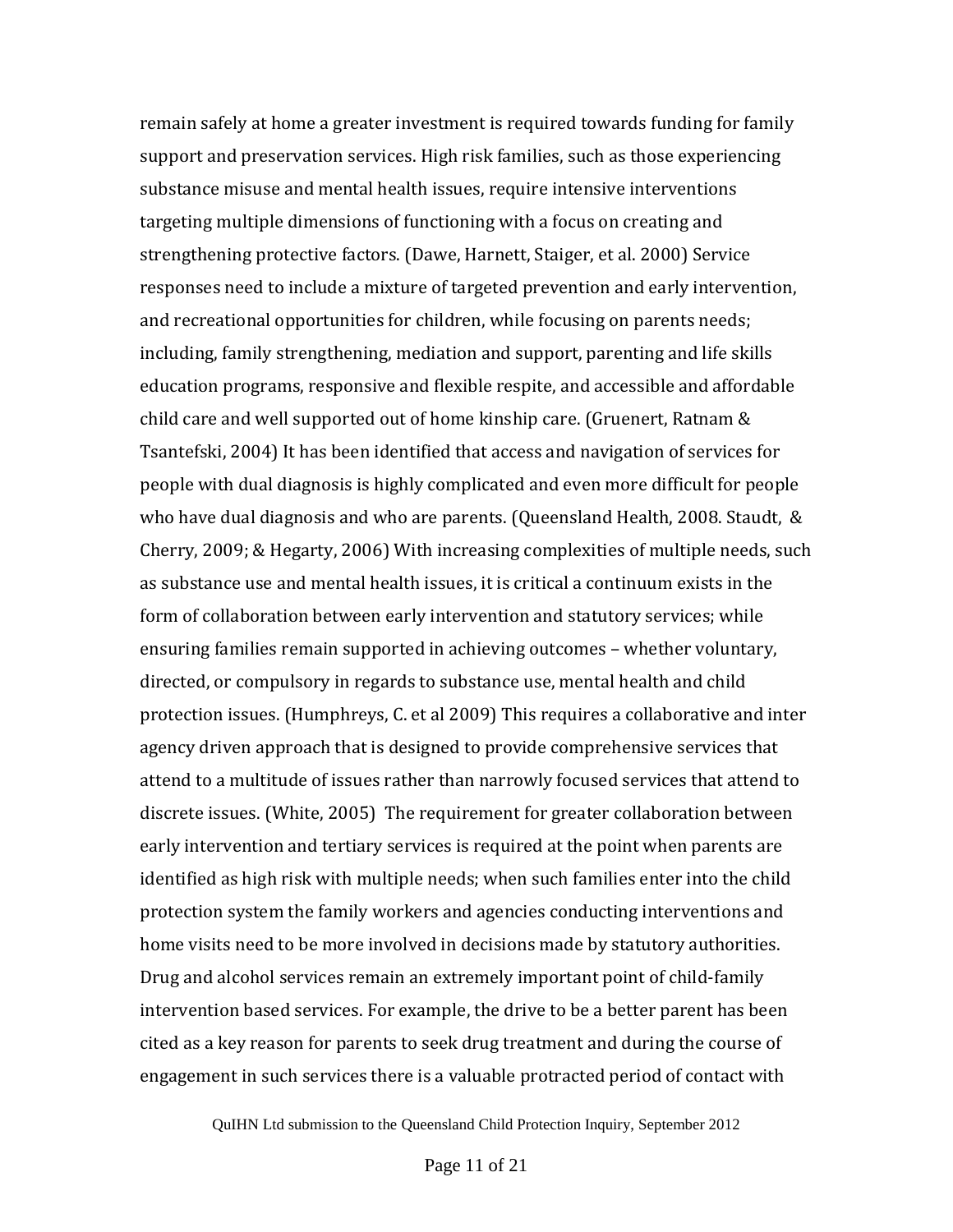remain safely at home a greater investment is required towards funding for family support and preservation services. High risk families, such as those experiencing substance misuse and mental health issues, require intensive interventions targeting multiple dimensions of functioning with a focus on creating and strengthening protective factors. (Dawe, Harnett, Staiger, et al. 2000) Service responses need to include a mixture of targeted prevention and early intervention, and recreational opportunities for children, while focusing on parents needs; including, family strengthening, mediation and support, parenting and life skills education programs, responsive and flexible respite, and accessible and affordable child care and well supported out of home kinship care. (Gruenert, Ratnam & Tsantefski, 2004) It has been identified that access and navigation of services for people with dual diagnosis is highly complicated and even more difficult for people who have dual diagnosis and who are parents. (Queensland Health, 2008. Staudt, & Cherry, 2009; & Hegarty, 2006) With increasing complexities of multiple needs, such as substance use and mental health issues, it is critical a continuum exists in the form of collaboration between early intervention and statutory services; while ensuring families remain supported in achieving outcomes – whether voluntary, directed, or compulsory in regards to substance use, mental health and child protection issues. (Humphreys, C. et al 2009) This requires a collaborative and inter agency driven approach that is designed to provide comprehensive services that attend to a multitude of issues rather than narrowly focused services that attend to discrete issues. (White, 2005) The requirement for greater collaboration between early intervention and tertiary services is required at the point when parents are identified as high risk with multiple needs; when such families enter into the child protection system the family workers and agencies conducting interventions and home visits need to be more involved in decisions made by statutory authorities. Drug and alcohol services remain an extremely important point of child-family intervention based services. For example, the drive to be a better parent has been cited as a key reason for parents to seek drug treatment and during the course of engagement in such services there is a valuable protracted period of contact with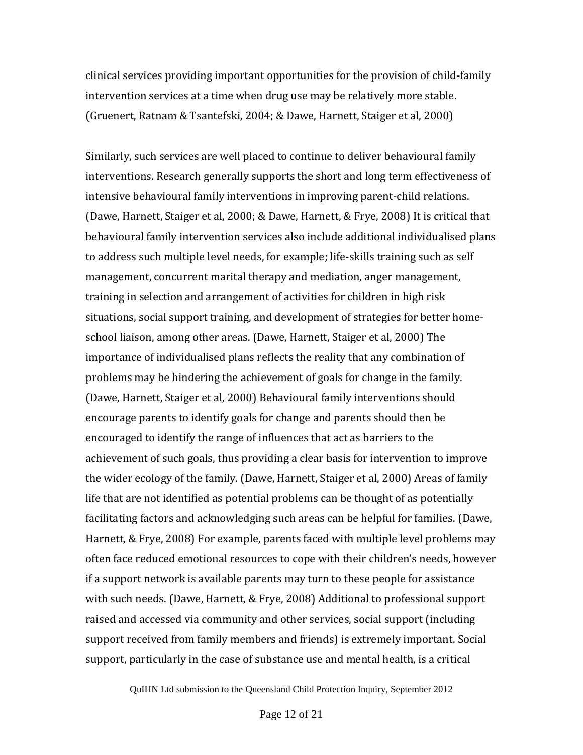clinical services providing important opportunities for the provision of child-family intervention services at a time when drug use may be relatively more stable. (Gruenert, Ratnam & Tsantefski, 2004; & Dawe, Harnett, Staiger et al, 2000)

Similarly, such services are well placed to continue to deliver behavioural family interventions. Research generally supports the short and long term effectiveness of intensive behavioural family interventions in improving parent-child relations. (Dawe, Harnett, Staiger et al, 2000; & Dawe, Harnett, & Frye, 2008) It is critical that behavioural family intervention services also include additional individualised plans to address such multiple level needs, for example; life-skills training such as self management, concurrent marital therapy and mediation, anger management, training in selection and arrangement of activities for children in high risk situations, social support training, and development of strategies for better home-school liaison, among other areas. (Dawe, Harnett, Staiger et al, 2000) The importance of individualised plans reflects the reality that any combination of problems may be hindering the achievement of goals for change in the family. (Dawe, Harnett, Staiger et al, 2000) Behavioural family interventions should encourage parents to identify goals for change and parents should then be encouraged to identify the range of influences that act as barriers to the achievement of such goals, thus providing a clear basis for intervention to improve the wider ecology of the family. (Dawe, Harnett, Staiger et al, 2000) Areas of family life that are not identified as potential problems can be thought of as potentially facilitating factors and acknowledging such areas can be helpful for families. (Dawe, Harnett, & Frye, 2008) For example, parents faced with multiple level problems may often face reduced emotional resources to cope with their children's needs, however if a support network is available parents may turn to these people for assistance with such needs. (Dawe, Harnett, & Frye, 2008) Additional to professional support raised and accessed via community and other services, social support (including support received from family members and friends) is extremely important. Social support, particularly in the case of substance use and mental health, is a critical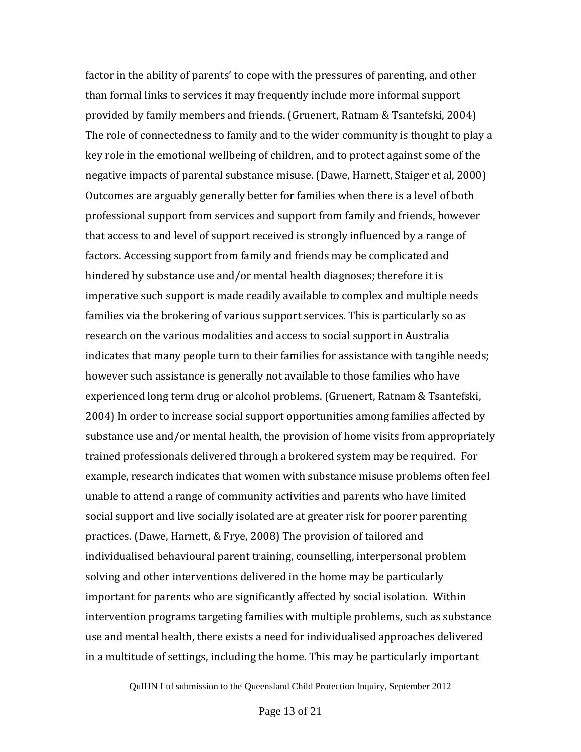factor in the ability of parents' to cope with the pressures of parenting, and other than formal links to services it may frequently include more informal support provided by family members and friends. (Gruenert, Ratnam & Tsantefski, 2004) The role of connectedness to family and to the wider community is thought to play a key role in the emotional wellbeing of children, and to protect against some of the negative impacts of parental substance misuse. (Dawe, Harnett, Staiger et al, 2000) Outcomes are arguably generally better for families when there is a level of both professional support from services and support from family and friends, however that access to and level of support received is strongly influenced by a range of factors. Accessing support from family and friends may be complicated and hindered by substance use and/or mental health diagnoses; therefore it is imperative such support is made readily available to complex and multiple needs families via the brokering of various support services. This is particularly so as research on the various modalities and access to social support in Australia indicates that many people turn to their families for assistance with tangible needs; however such assistance is generally not available to those families who have experienced long term drug or alcohol problems. (Gruenert, Ratnam & Tsantefski, 2004) In order to increase social support opportunities among families affected by substance use and/or mental health, the provision of home visits from appropriately trained professionals delivered through a brokered system may be required. For example, research indicates that women with substance misuse problems often feel unable to attend a range of community activities and parents who have limited social support and live socially isolated are at greater risk for poorer parenting practices. (Dawe, Harnett, & Frye, 2008) The provision of tailored and individualised behavioural parent training, counselling, interpersonal problem solving and other interventions delivered in the home may be particularly important for parents who are significantly affected by social isolation. Within intervention programs targeting families with multiple problems, such as substance use and mental health, there exists a need for individualised approaches delivered in a multitude of settings, including the home. This may be particularly important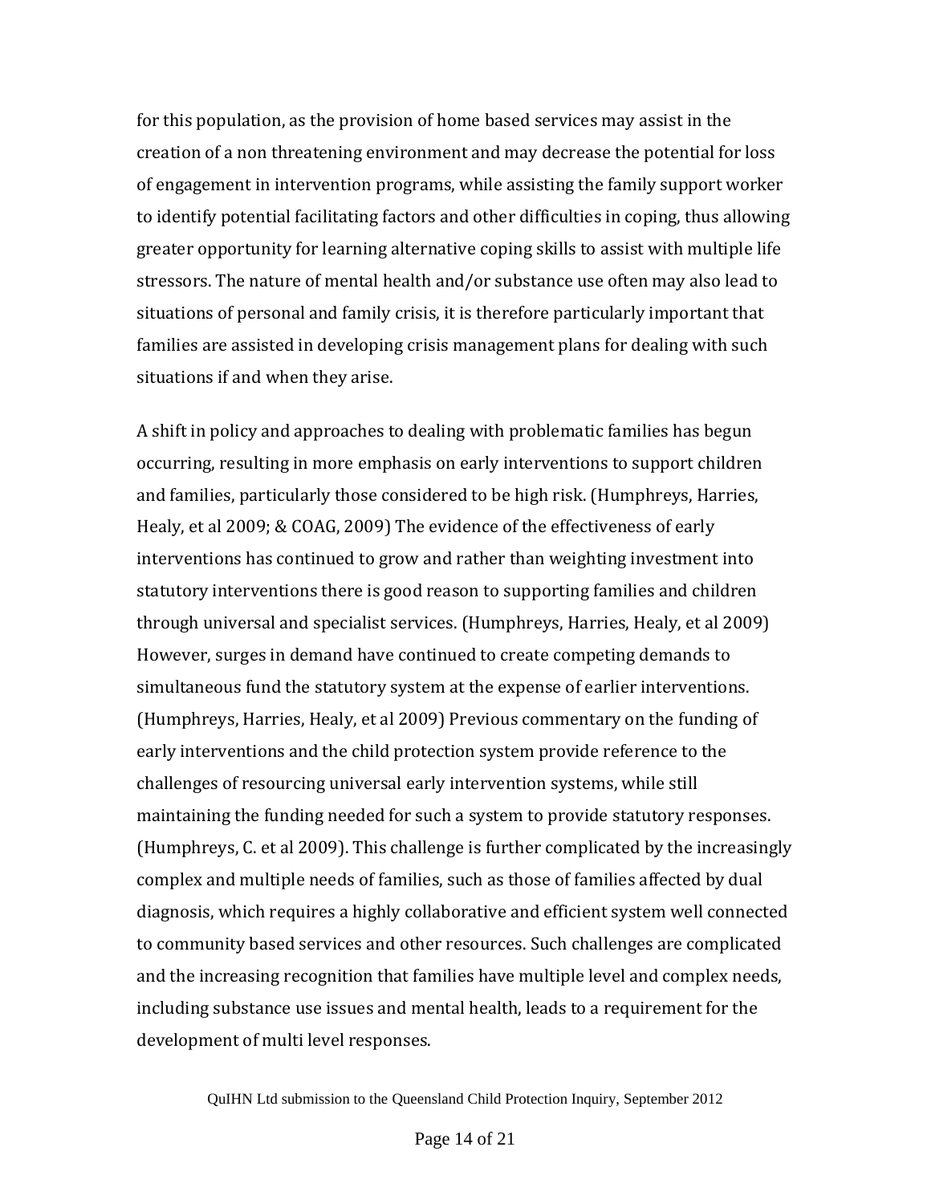for this population, as the provision of home based services may assist in the creation of a non threatening environment and may decrease the potential for loss of engagement in intervention programs, while assisting the family support worker to identify potential facilitating factors and other difficulties in coping, thus allowing greater opportunity for learning alternative coping skills to assist with multiple life stressors. The nature of mental health and/or substance use often may also lead to situations of personal and family crisis, it is therefore particularly important that families are assisted in developing crisis management plans for dealing with such situations if and when they arise.

A shift in policy and approaches to dealing with problematic families has begun occurring, resulting in more emphasis on early interventions to support children and families, particularly those considered to be high risk. (Humphreys, Harries, Healy, et al 2009; & COAG, 2009) The evidence of the effectiveness of early interventions has continued to grow and rather than weighting investment into statutory interventions there is good reason to supporting families and children through universal and specialist services. (Humphreys, Harries, Healy, et al 2009) However, surges in demand have continued to create competing demands to simultaneous fund the statutory system at the expense of earlier interventions. (Humphreys, Harries, Healy, et al 2009) Previous commentary on the funding of early interventions and the child protection system provide reference to the challenges of resourcing universal early intervention systems, while still maintaining the funding needed for such a system to provide statutory responses. (Humphreys, C. et al 2009). This challenge is further complicated by the increasingly complex and multiple needs of families, such as those of families affected by dual diagnosis, which requires a highly collaborative and efficient system well connected to community based services and other resources. Such challenges are complicated and the increasing recognition that families have multiple level and complex needs, including substance use issues and mental health, leads to a requirement for the development of multi level responses.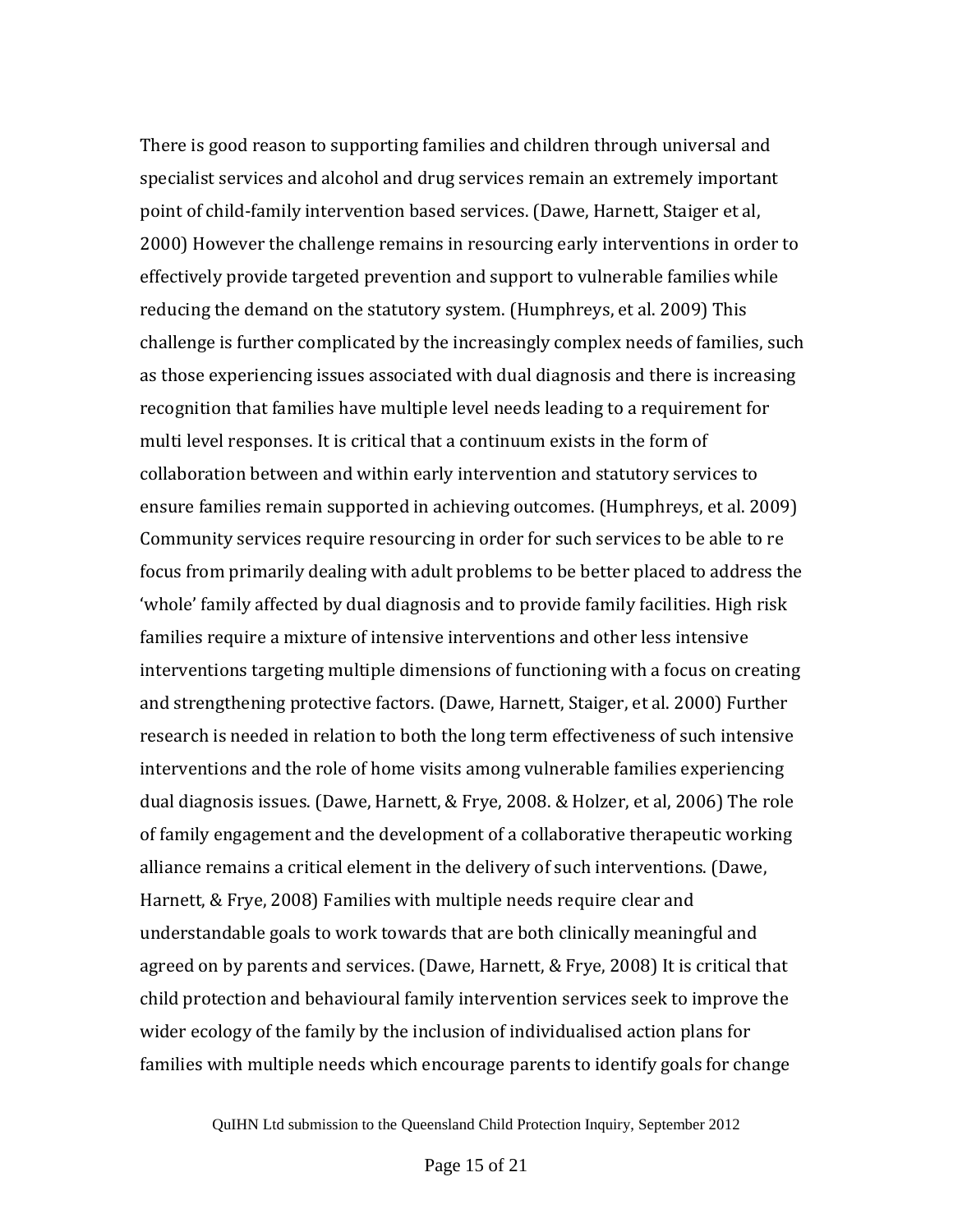There is good reason to supporting families and children through universal and specialist services and alcohol and drug services remain an extremely important point of child-family intervention based services. (Dawe, Harnett, Staiger et al, 2000) However the challenge remains in resourcing early interventions in order to effectively provide targeted prevention and support to vulnerable families while reducing the demand on the statutory system. (Humphreys, et al. 2009) This challenge is further complicated by the increasingly complex needs of families, such as those experiencing issues associated with dual diagnosis and there is increasing recognition that families have multiple level needs leading to a requirement for multi level responses. It is critical that a continuum exists in the form of collaboration between and within early intervention and statutory services to ensure families remain supported in achieving outcomes. (Humphreys, et al. 2009) Community services require resourcing in order for such services to be able to re focus from primarily dealing with adult problems to be better placed to address the 'whole' family affected by dual diagnosis and to provide family facilities. High risk families require a mixture of intensive interventions and other less intensive interventions targeting multiple dimensions of functioning with a focus on creating and strengthening protective factors. (Dawe, Harnett, Staiger, et al. 2000) Further research is needed in relation to both the long term effectiveness of such intensive interventions and the role of home visits among vulnerable families experiencing dual diagnosis issues. (Dawe, Harnett, & Frye, 2008. & Holzer, et al, 2006) The role of family engagement and the development of a collaborative therapeutic working alliance remains a critical element in the delivery of such interventions. (Dawe, Harnett, & Frye, 2008) Families with multiple needs require clear and understandable goals to work towards that are both clinically meaningful and agreed on by parents and services. (Dawe, Harnett, & Frye, 2008) It is critical that child protection and behavioural family intervention services seek to improve the wider ecology of the family by the inclusion of individualised action plans for families with multiple needs which encourage parents to identify goals for change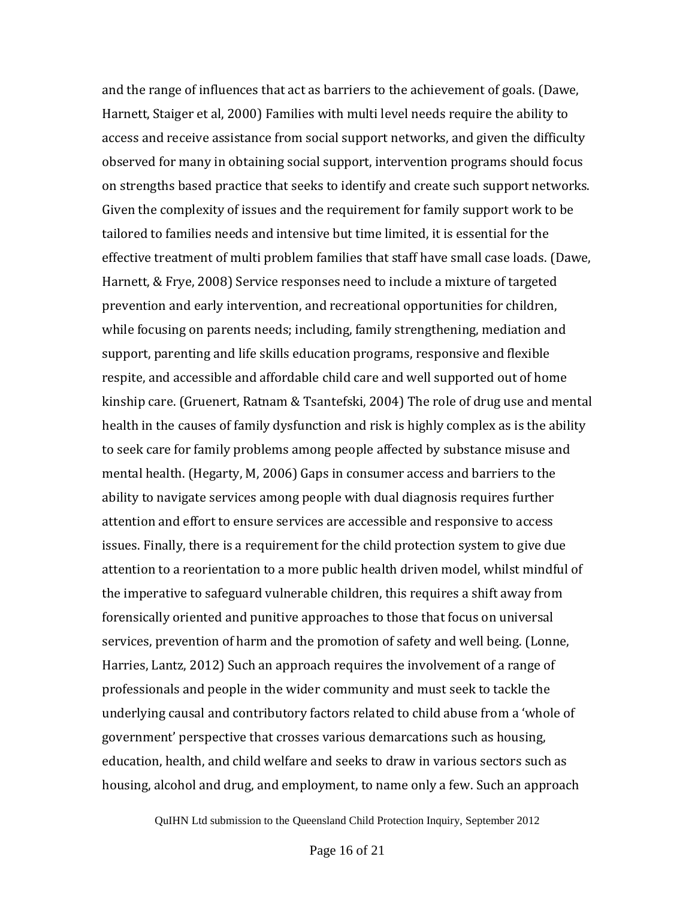and the range of influences that act as barriers to the achievement of goals. (Dawe, Harnett, Staiger et al, 2000) Families with multi level needs require the ability to access and receive assistance from social support networks, and given the difficulty observed for many in obtaining social support, intervention programs should focus on strengths based practice that seeks to identify and create such support networks. Given the complexity of issues and the requirement for family support work to be tailored to families needs and intensive but time limited, it is essential for the effective treatment of multi problem families that staff have small case loads. (Dawe, Harnett, & Frye, 2008) Service responses need to include a mixture of targeted prevention and early intervention, and recreational opportunities for children, while focusing on parents needs; including, family strengthening, mediation and support, parenting and life skills education programs, responsive and flexible respite, and accessible and affordable child care and well supported out of home kinship care. (Gruenert, Ratnam & Tsantefski, 2004) The role of drug use and mental health in the causes of family dysfunction and risk is highly complex as is the ability to seek care for family problems among people affected by substance misuse and mental health. (Hegarty, M, 2006) Gaps in consumer access and barriers to the ability to navigate services among people with dual diagnosis requires further attention and effort to ensure services are accessible and responsive to access issues. Finally, there is a requirement for the child protection system to give due attention to a reorientation to a more public health driven model, whilst mindful of the imperative to safeguard vulnerable children, this requires a shift away from forensically oriented and punitive approaches to those that focus on universal services, prevention of harm and the promotion of safety and well being. (Lonne, Harries, Lantz, 2012) Such an approach requires the involvement of a range of professionals and people in the wider community and must seek to tackle the underlying causal and contributory factors related to child abuse from a 'whole of government' perspective that crosses various demarcations such as housing, education, health, and child welfare and seeks to draw in various sectors such as housing, alcohol and drug, and employment, to name only a few. Such an approach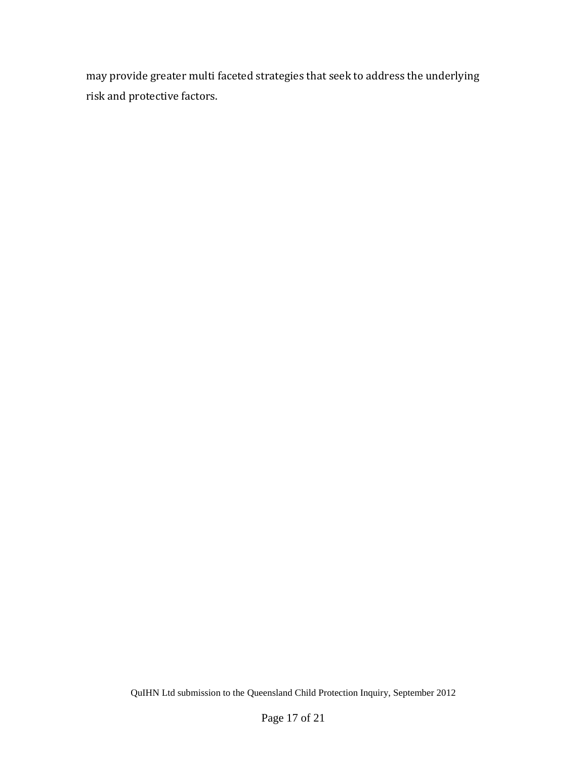may provide greater multi faceted strategies that seek to address the underlying risk and protective factors.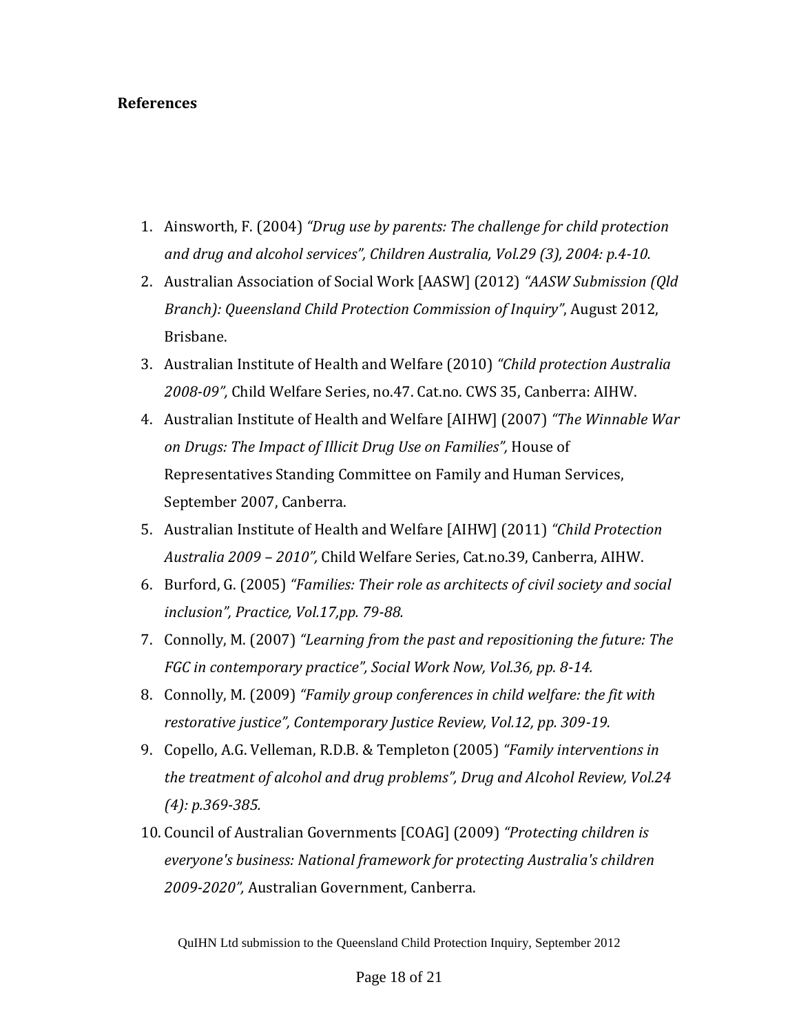**References**

1. Ainsworth, F. (2004) *"Drug use by parents: The challenge for child protection and drug and alcohol services", Children Australia, Vol.29 (3), 2004: p.4-10.*
2. Australian Association of Social Work [AASW] (2012) *"AASW Submission (Qld Branch): Queensland Child Protection Commission of Inquiry"*, August 2012, Brisbane.
3. Australian Institute of Health and Welfare (2010) *"Child protection Australia 2008-09",* Child Welfare Series, no.47. Cat.no. CWS 35, Canberra: AIHW.
4. Australian Institute of Health and Welfare [AIHW] (2007) *"The Winnable War on Drugs: The Impact of Illicit Drug Use on Families",* House of Representatives Standing Committee on Family and Human Services, September 2007, Canberra.
5. Australian Institute of Health and Welfare [AIHW] (2011) *"Child Protection Australia 2009 – 2010",* Child Welfare Series, Cat.no.39, Canberra, AIHW.
6. Burford, G. (2005) *"Families: Their role as architects of civil society and social inclusion", Practice, Vol.17,pp. 79-88.*
7. Connolly, M. (2007) *"Learning from the past and repositioning the future: The FGC in contemporary practice", Social Work Now, Vol.36, pp. 8-14.*
8. Connolly, M. (2009) *"Family group conferences in child welfare: the fit with restorative justice", Contemporary Justice Review, Vol.12, pp. 309-19.*
9. Copello, A.G. Velleman, R.D.B. & Templeton (2005) *"Family interventions in the treatment of alcohol and drug problems", Drug and Alcohol Review, Vol.24 (4): p.369-385.*
10. Council of Australian Governments [COAG] (2009) *"Protecting children is everyone's business: National framework for protecting Australia's children 2009-2020",* Australian Government, Canberra.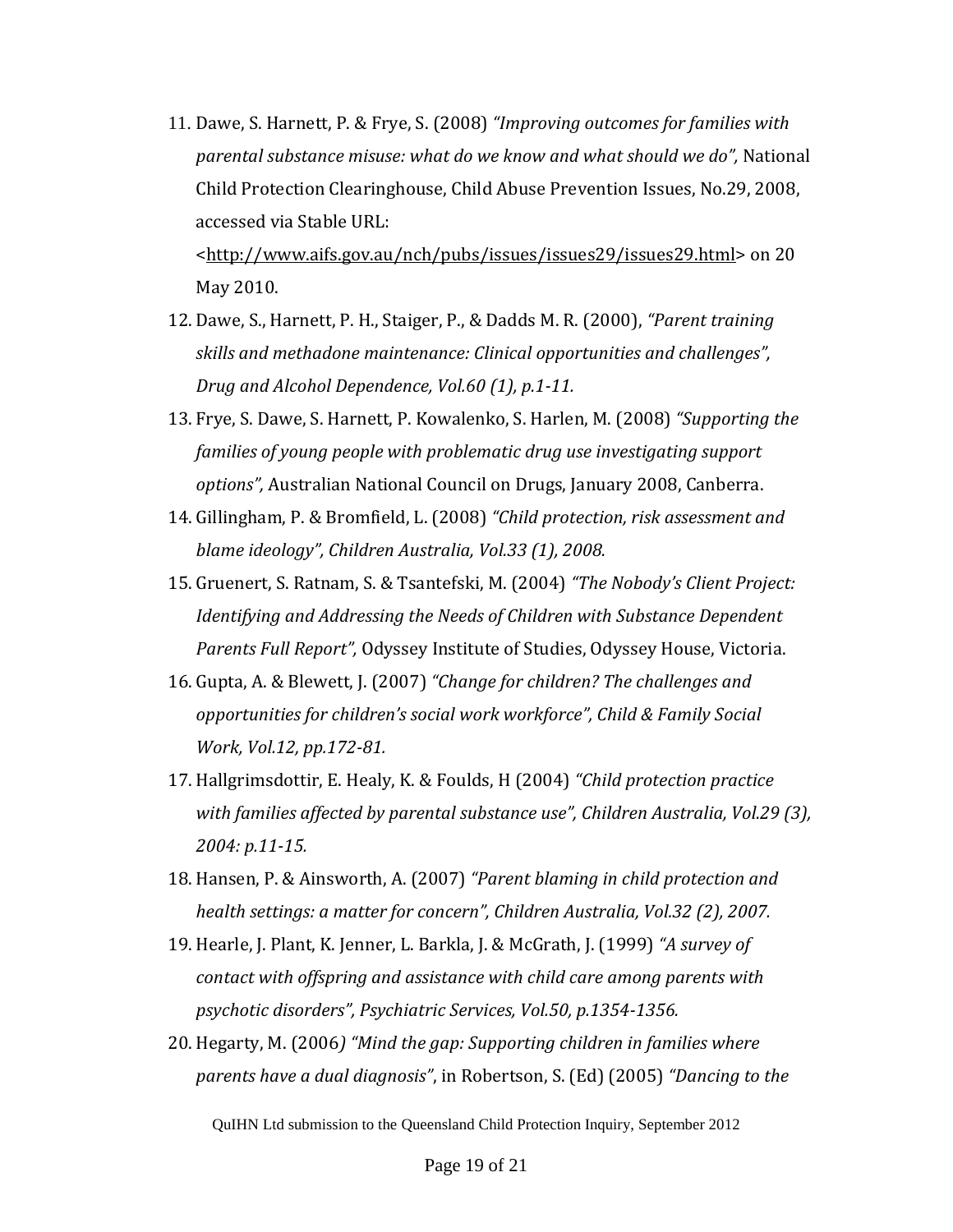11. Dawe, S. Harnett, P. & Frye, S. (2008) *"Improving outcomes for families with parental substance misuse: what do we know and what should we do",* National Child Protection Clearinghouse, Child Abuse Prevention Issues, No.29, 2008, accessed via Stable URL: <http://www.aifs.gov.au/nch/pubs/issues/issues29/issues29.html> on 20 May 2010.
12. Dawe, S., Harnett, P. H., Staiger, P., & Dadds M. R. (2000), *"Parent training skills and methadone maintenance: Clinical opportunities and challenges", Drug and Alcohol Dependence, Vol.60 (1), p.1-11.*
13. Frye, S. Dawe, S. Harnett, P. Kowalenko, S. Harlen, M. (2008) *"Supporting the families of young people with problematic drug use investigating support options",* Australian National Council on Drugs, January 2008, Canberra.
14. Gillingham, P. & Bromfield, L. (2008) *"Child protection, risk assessment and blame ideology", Children Australia, Vol.33 (1), 2008.*
15. Gruenert, S. Ratnam, S. & Tsantefski, M. (2004) *"The Nobody's Client Project: Identifying and Addressing the Needs of Children with Substance Dependent Parents Full Report",* Odyssey Institute of Studies, Odyssey House, Victoria.
16. Gupta, A. & Blewett, J. (2007) *"Change for children? The challenges and opportunities for children's social work workforce", Child & Family Social Work, Vol.12, pp.172-81.*
17. Hallgrimsdottir, E. Healy, K. & Foulds, H (2004) *"Child protection practice with families affected by parental substance use", Children Australia, Vol.29 (3), 2004: p.11-15.*
18. Hansen, P. & Ainsworth, A. (2007) *"Parent blaming in child protection and health settings: a matter for concern", Children Australia, Vol.32 (2), 2007.*
19. Hearle, J. Plant, K. Jenner, L. Barkla, J. & McGrath, J. (1999) *"A survey of contact with offspring and assistance with child care among parents with psychotic disorders", Psychiatric Services, Vol.50, p.1354-1356.*
20. Hegarty, M. (2006*) "Mind the gap: Supporting children in families where parents have a dual diagnosis"*, in Robertson, S. (Ed) (2005) *"Dancing to the*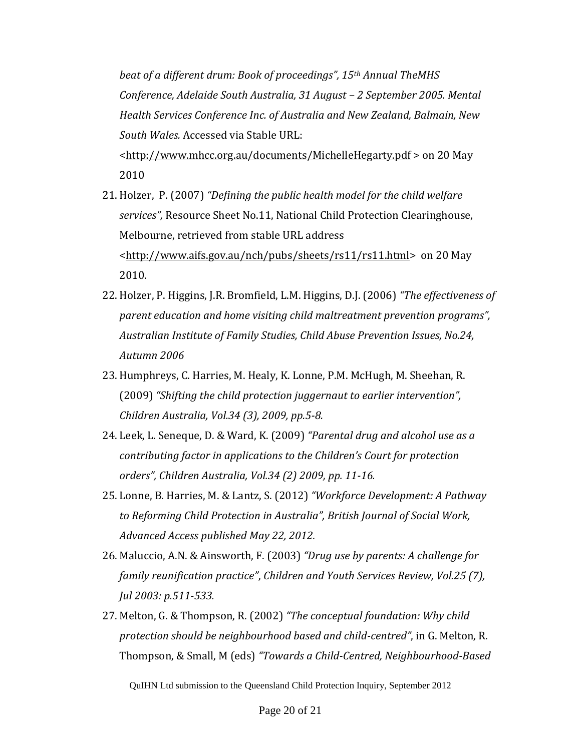*beat of a different drum: Book of proceedings", 15th Annual TheMHS Conference, Adelaide South Australia, 31 August – 2 September 2005. Mental Health Services Conference Inc. of Australia and New Zealand, Balmain, New South Wales.* Accessed via Stable URL: <http://www.mhcc.org.au/documents/MichelleHegarty.pdf > on 20 May 2010

21. Holzer, P. (2007) *"Defining the public health model for the child welfare services",* Resource Sheet No.11, National Child Protection Clearinghouse, Melbourne, retrieved from stable URL address <http://www.aifs.gov.au/nch/pubs/sheets/rs11/rs11.html> on 20 May 2010.
22. Holzer, P. Higgins, J.R. Bromfield, L.M. Higgins, D.J. (2006) *"The effectiveness of parent education and home visiting child maltreatment prevention programs", Australian Institute of Family Studies, Child Abuse Prevention Issues, No.24, Autumn 2006*
23. Humphreys, C. Harries, M. Healy, K. Lonne, P.M. McHugh, M. Sheehan, R. (2009) *"Shifting the child protection juggernaut to earlier intervention", Children Australia, Vol.34 (3), 2009, pp.5-8.*
24. Leek, L. Seneque, D. & Ward, K. (2009) *"Parental drug and alcohol use as a contributing factor in applications to the Children's Court for protection orders", Children Australia, Vol.34 (2) 2009, pp. 11-16.*
25. Lonne, B. Harries, M. & Lantz, S. (2012) *"Workforce Development: A Pathway to Reforming Child Protection in Australia", British Journal of Social Work, Advanced Access published May 22, 2012.*
26. Maluccio, A.N. & Ainsworth, F. (2003) *"Drug use by parents: A challenge for family reunification practice", Children and Youth Services Review, Vol.25 (7), Jul 2003: p.511-533.*
27. Melton, G. & Thompson, R. (2002) *"The conceptual foundation: Why child protection should be neighbourhood based and child-centred"*, in G. Melton, R. Thompson, & Small, M (eds) *"Towards a Child-Centred, Neighbourhood-Based*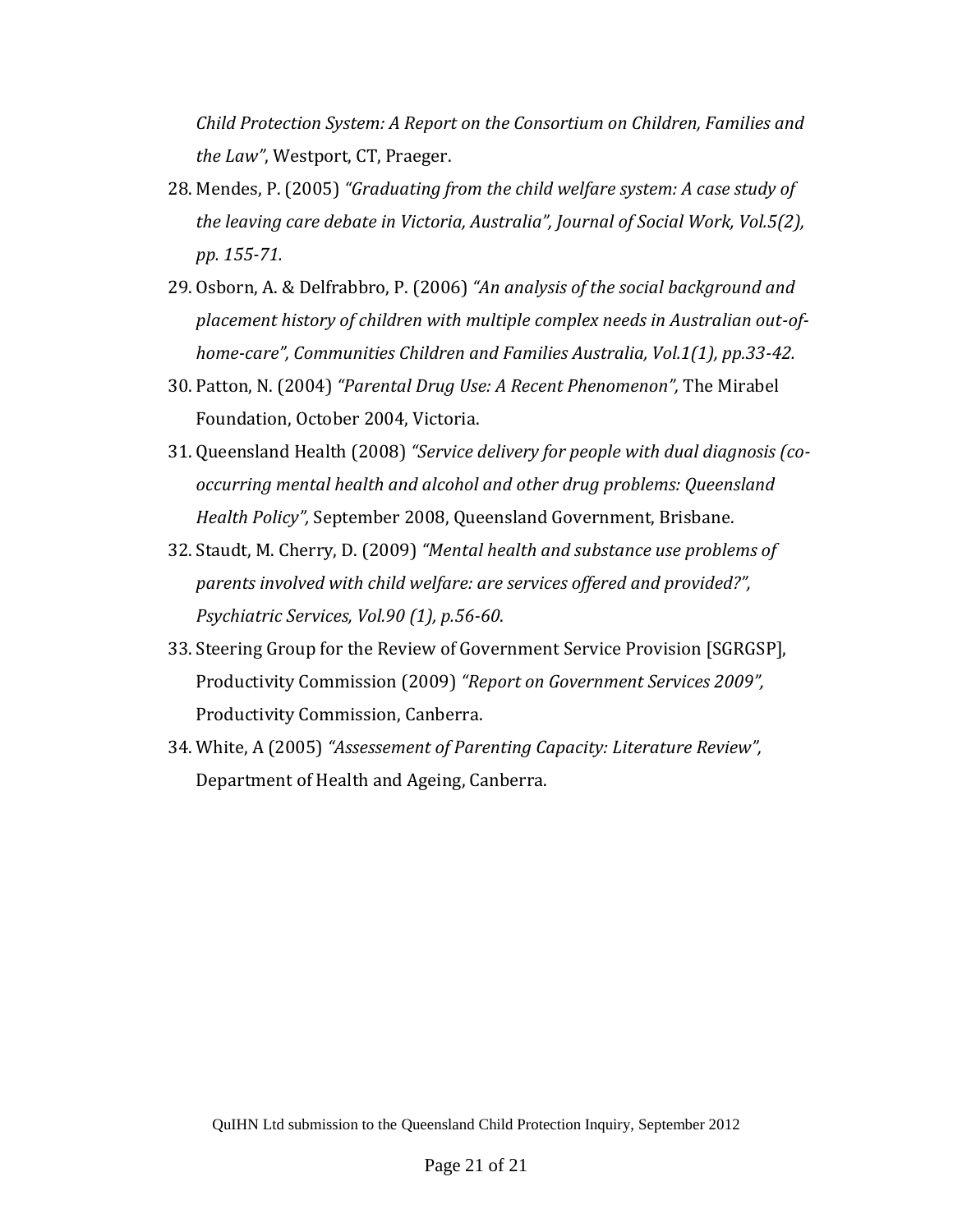*Child Protection System: A Report on the Consortium on Children, Families and the Law"*, Westport, CT, Praeger.

28. Mendes, P. (2005) *"Graduating from the child welfare system: A case study of the leaving care debate in Victoria, Australia", Journal of Social Work, Vol.5(2), pp. 155-71.*
29. Osborn, A. & Delfrabbro, P. (2006) *"An analysis of the social background and placement history of children with multiple complex needs in Australian out-of-home-care", Communities Children and Families Australia, Vol.1(1), pp.33-42.*
30. Patton, N. (2004) *"Parental Drug Use: A Recent Phenomenon",* The Mirabel Foundation, October 2004, Victoria.
31. Queensland Health (2008) *"Service delivery for people with dual diagnosis (co-occurring mental health and alcohol and other drug problems: Queensland Health Policy",* September 2008, Queensland Government, Brisbane.
32. Staudt, M. Cherry, D. (2009) *"Mental health and substance use problems of parents involved with child welfare: are services offered and provided?", Psychiatric Services, Vol.90 (1), p.56-60*.
33. Steering Group for the Review of Government Service Provision [SGRGSP], Productivity Commission (2009) *"Report on Government Services 2009",* Productivity Commission, Canberra.
34. White, A (2005) *"Assessement of Parenting Capacity: Literature Review",* Department of Health and Ageing, Canberra.